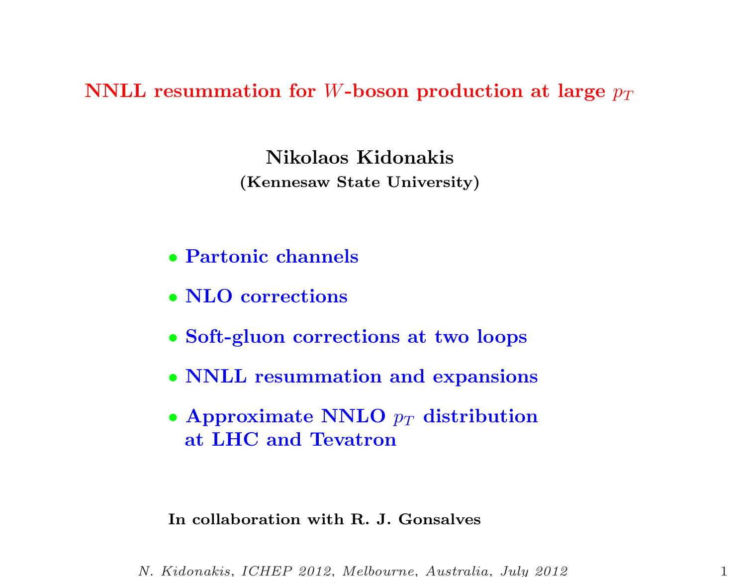# NNLL resummation for $W$-boson production at large $p_T$

**Nikolaos Kidonakis**
**(Kennesaw State University)**

- **Partonic channels**
- **NLO corrections**
- **Soft-gluon corrections at two loops**
- **NNLL resummation and expansions**
- **Approximate NNLO $p_T$ distribution at LHC and Tevatron**

**In collaboration with R. J. Gonsalves**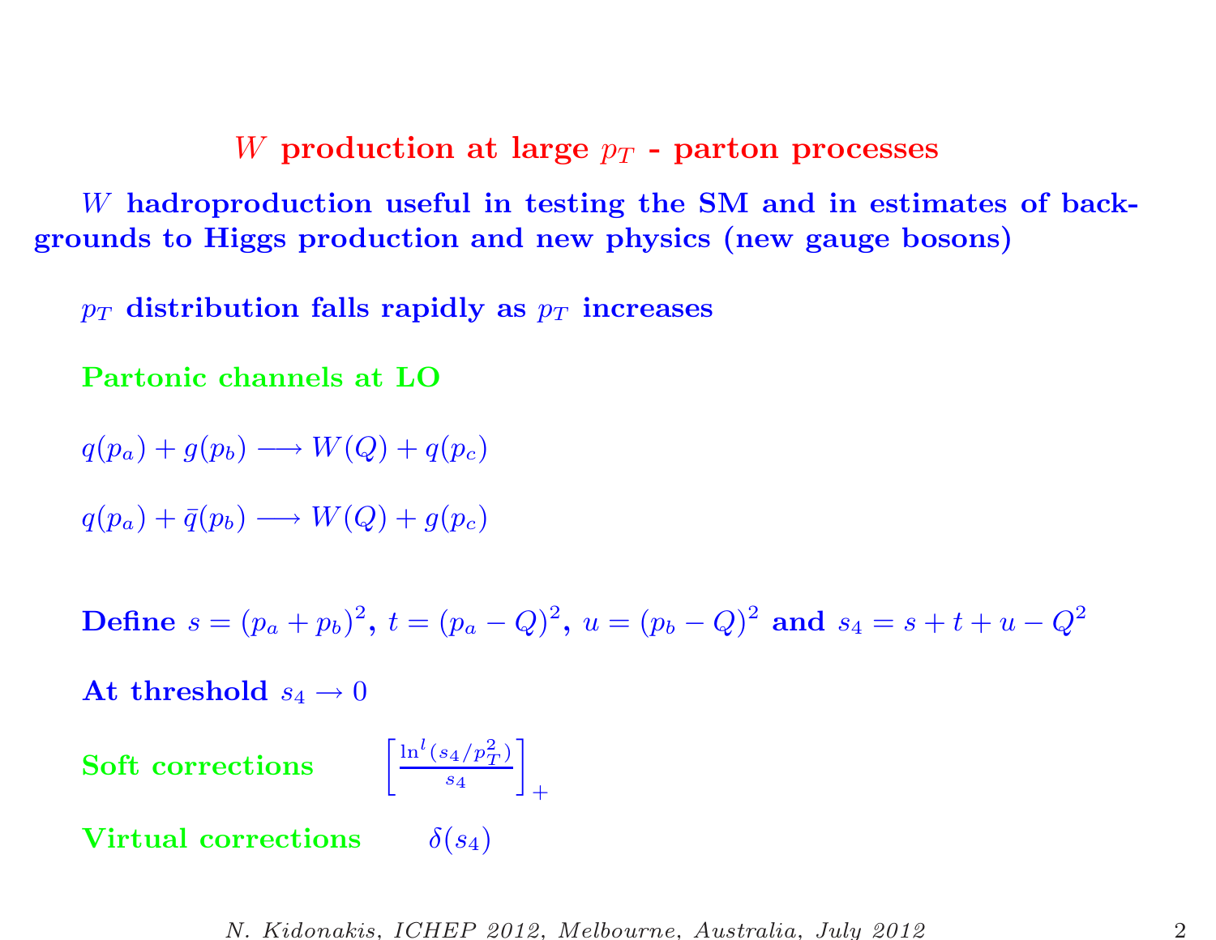# $W$ production at large $p_T$ - parton processes

**$W$ hadroproduction useful in testing the SM and in estimates of backgrounds to Higgs production and new physics (new gauge bosons)**

**$p_T$ distribution falls rapidly as $p_T$ increases**

**Partonic channels at LO**

$q(p_a) + g(p_b) \longrightarrow W(Q) + q(p_c)$

$q(p_a) + \bar{q}(p_b) \longrightarrow W(Q) + g(p_c)$

**Define** $s = (p_a + p_b)^2$, $t = (p_a - Q)^2$, $u = (p_b - Q)^2$ **and** $s_4 = s + t + u - Q^2$

**At threshold** $s_4 \to 0$

**Soft corrections** $\left[\frac{\ln^l(s_4/p_T^2)}{s_4}\right]_+$

**Virtual corrections** $\delta(s_4)$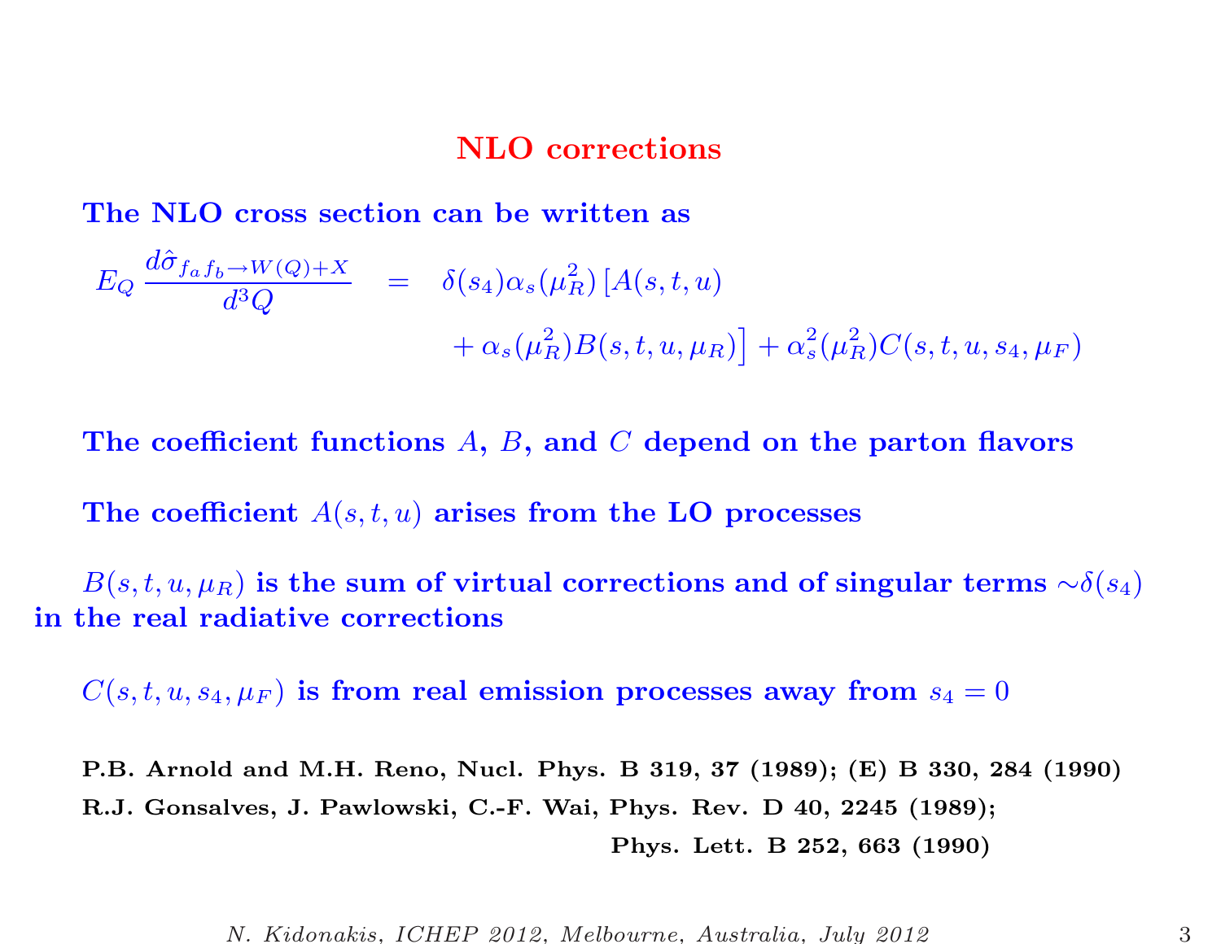# NLO corrections

**The NLO cross section can be written as**

$$E_Q \, \frac{d\hat{\sigma}_{f_a f_b \to W(Q)+X}}{d^3Q} = \delta(s_4)\alpha_s(\mu_R^2)\left[A(s,t,u) + \alpha_s(\mu_R^2) B(s,t,u,\mu_R)\right] + \alpha_s^2(\mu_R^2) C(s,t,u,s_4,\mu_F)$$

**The coefficient functions $A$, $B$, and $C$ depend on the parton flavors**

**The coefficient $A(s,t,u)$ arises from the LO processes**

**$B(s,t,u,\mu_R)$ is the sum of virtual corrections and of singular terms $\sim\delta(s_4)$ in the real radiative corrections**

**$C(s,t,u,s_4,\mu_F)$ is from real emission processes away from $s_4 = 0$**

**P.B. Arnold and M.H. Reno, Nucl. Phys. B 319, 37 (1989); (E) B 330, 284 (1990)**

**R.J. Gonsalves, J. Pawlowski, C.-F. Wai, Phys. Rev. D 40, 2245 (1989); Phys. Lett. B 252, 663 (1990)**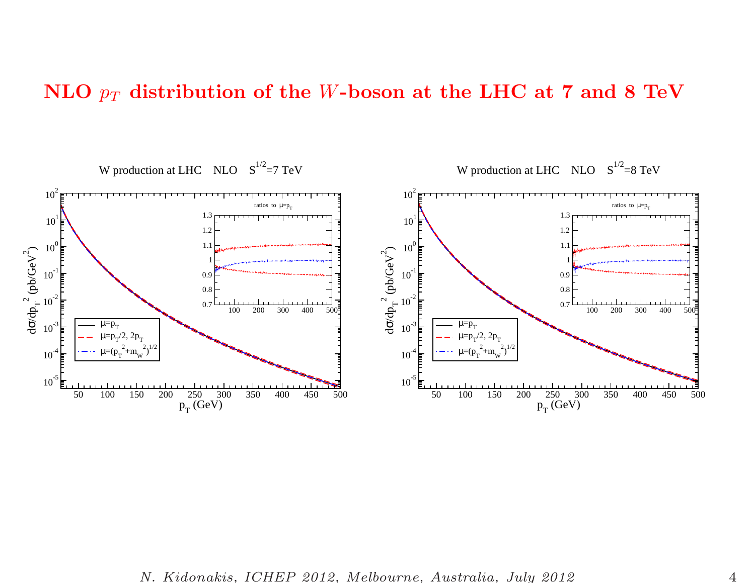# NLO $p_T$ distribution of the $W$-boson at the LHC at 7 and 8 TeV

W production at LHC NLO $S^{1/2}$=7 TeV

$d\sigma/dp_T^2$ (pb/GeV$^2$)

$p_T$ (GeV)

$10^2$
$10^1$
$10^0$
$10^{-1}$
$10^{-2}$
$10^{-3}$
$10^{-4}$
$10^{-5}$

50 100 150 200 250 300 350 400 450 500

$\mu=p_T$
$\mu=p_T/2$, $2p_T$
$\mu=(p_T^2+m_W^2)^{1/2}$

ratios to $\mu=p_T$

1.3
1.2
1.1
1
0.9
0.8
0.7

100 200 300 400 500

W production at LHC NLO $S^{1/2}$=8 TeV

$d\sigma/dp_T^2$ (pb/GeV$^2$)

$p_T$ (GeV)

$10^2$
$10^1$
$10^0$
$10^{-1}$
$10^{-2}$
$10^{-3}$
$10^{-4}$
$10^{-5}$

50 100 150 200 250 300 350 400 450 500

$\mu=p_T$
$\mu=p_T/2$, $2p_T$
$\mu=(p_T^2+m_W^2)^{1/2}$

ratios to $\mu=p_T$

1.3
1.2
1.1
1
0.9
0.8
0.7

100 200 300 400 500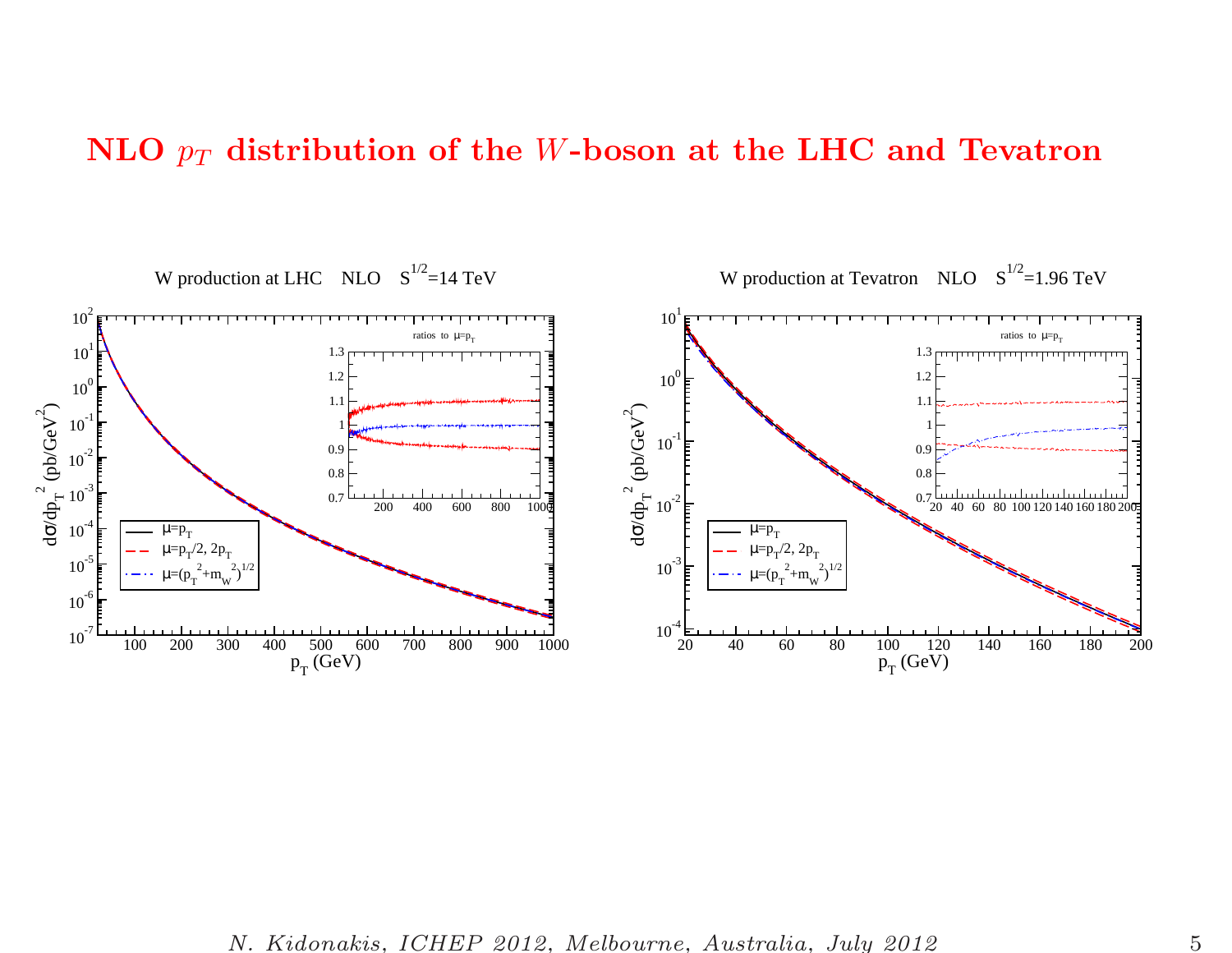# NLO $p_T$ distribution of the $W$-boson at the LHC and Tevatron

W production at LHC NLO $S^{1/2}$=14 TeV

$d\sigma/dp_T^2$ (pb/GeV$^2$)

$p_T$ (GeV)

$10^{2}$
$10^{1}$
$10^{0}$
$10^{-1}$
$10^{-2}$
$10^{-3}$
$10^{-4}$
$10^{-5}$
$10^{-6}$
$10^{-7}$

100 200 300 400 500 600 700 800 900 1000

$\mu=p_T$

$\mu=p_T/2,\ 2p_T$

$\mu=(p_T^2+m_W^2)^{1/2}$

ratios to $\mu=p_T$

1.3 1.2 1.1 1 0.9 0.8 0.7

200 400 600 800 1000

W production at Tevatron NLO $S^{1/2}$=1.96 TeV

$d\sigma/dp_T^2$ (pb/GeV$^2$)

$p_T$ (GeV)

$10^{1}$
$10^{0}$
$10^{-1}$
$10^{-2}$
$10^{-3}$
$10^{-4}$

20 40 60 80 100 120 140 160 180 200

$\mu=p_T$

$\mu=p_T/2,\ 2p_T$

$\mu=(p_T^2+m_W^2)^{1/2}$

ratios to $\mu=p_T$

1.3 1.2 1.1 1 0.9 0.8 0.7

20 40 60 80 100 120 140 160 180 200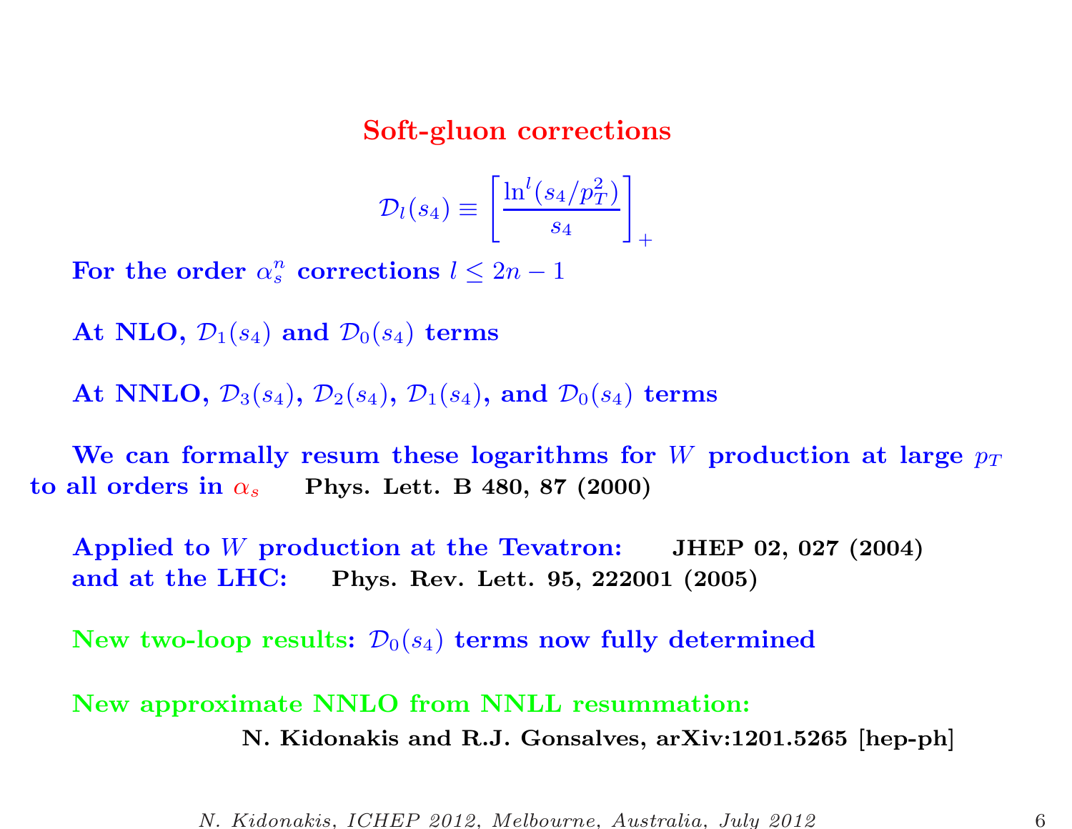# Soft-gluon corrections

$$\mathcal{D}_l(s_4) \equiv \left[\frac{\ln^l(s_4/p_T^2)}{s_4}\right]_+$$

**For the order $\alpha_s^n$ corrections $l \leq 2n-1$**

**At NLO, $\mathcal{D}_1(s_4)$ and $\mathcal{D}_0(s_4)$ terms**

**At NNLO, $\mathcal{D}_3(s_4)$, $\mathcal{D}_2(s_4)$, $\mathcal{D}_1(s_4)$, and $\mathcal{D}_0(s_4)$ terms**

**We can formally resum these logarithms for $W$ production at large $p_T$ to all orders in $\alpha_s$** **Phys. Lett. B 480, 87 (2000)**

**Applied to $W$ production at the Tevatron:** **JHEP 02, 027 (2004)**
**and at the LHC:** **Phys. Rev. Lett. 95, 222001 (2005)**

**New two-loop results: $\mathcal{D}_0(s_4)$ terms now fully determined**

**New approximate NNLO from NNLL resummation:**
**N. Kidonakis and R.J. Gonsalves, arXiv:1201.5265 [hep-ph]**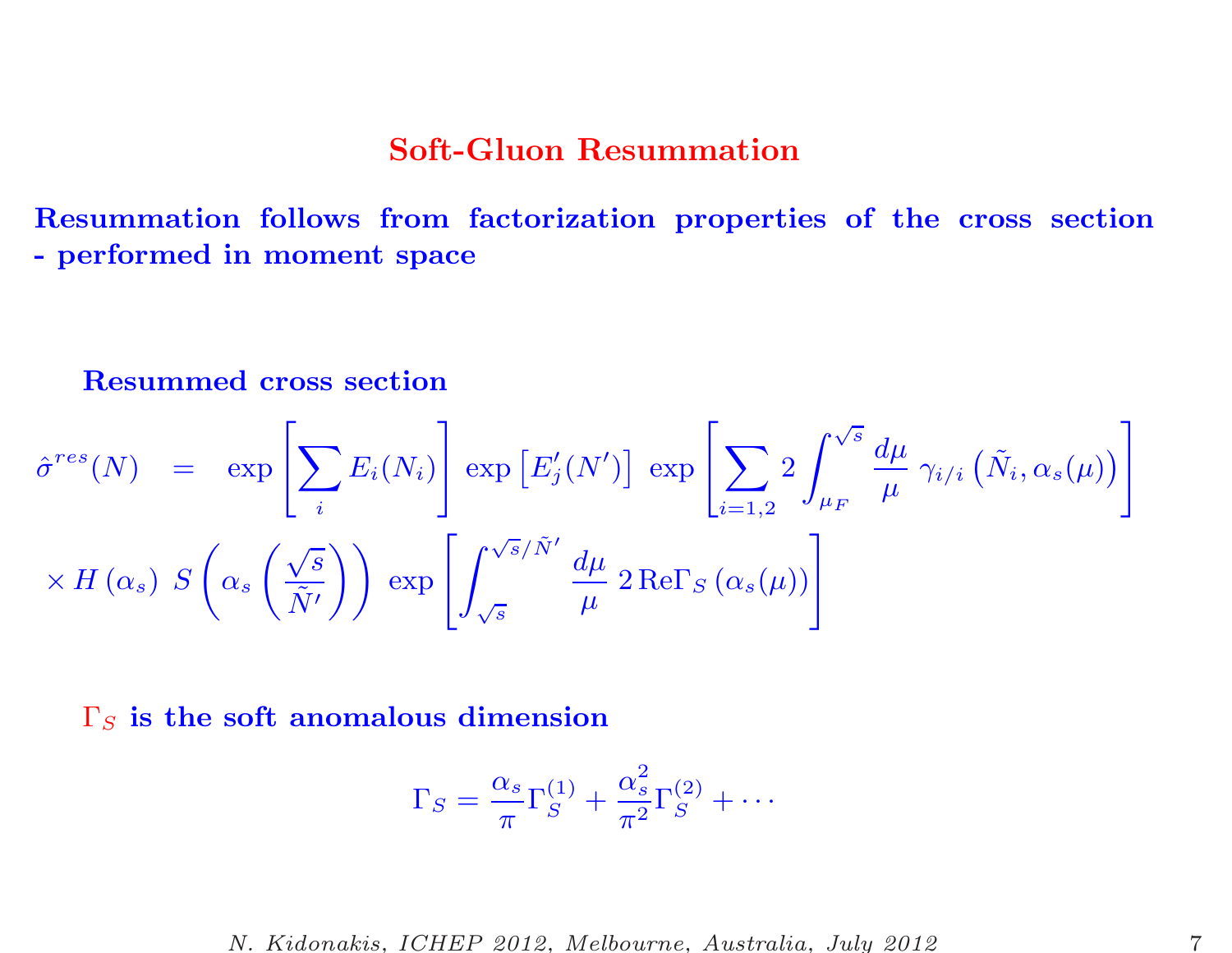# Soft-Gluon Resummation

**Resummation follows from factorization properties of the cross section - performed in moment space**

**Resummed cross section**

$$
\hat{\sigma}^{res}(N) = \exp\left[\sum_i E_i(N_i)\right] \exp\left[E'_j(N')\right] \exp\left[\sum_{i=1,2} 2\int_{\mu_F}^{\sqrt{s}} \frac{d\mu}{\mu}\, \gamma_{i/i}\left(\tilde{N}_i, \alpha_s(\mu)\right)\right]
$$

$$
\times\, H\left(\alpha_s\right)\, S\left(\alpha_s\left(\frac{\sqrt{s}}{\tilde{N}'}\right)\right) \exp\left[\int_{\sqrt{s}}^{\sqrt{s}/\tilde{N}'} \frac{d\mu}{\mu}\, 2\,\mathrm{Re}\Gamma_S\left(\alpha_s(\mu)\right)\right]
$$

**$\Gamma_S$ is the soft anomalous dimension**

$$
\Gamma_S = \frac{\alpha_s}{\pi}\Gamma_S^{(1)} + \frac{\alpha_s^2}{\pi^2}\Gamma_S^{(2)} + \cdots
$$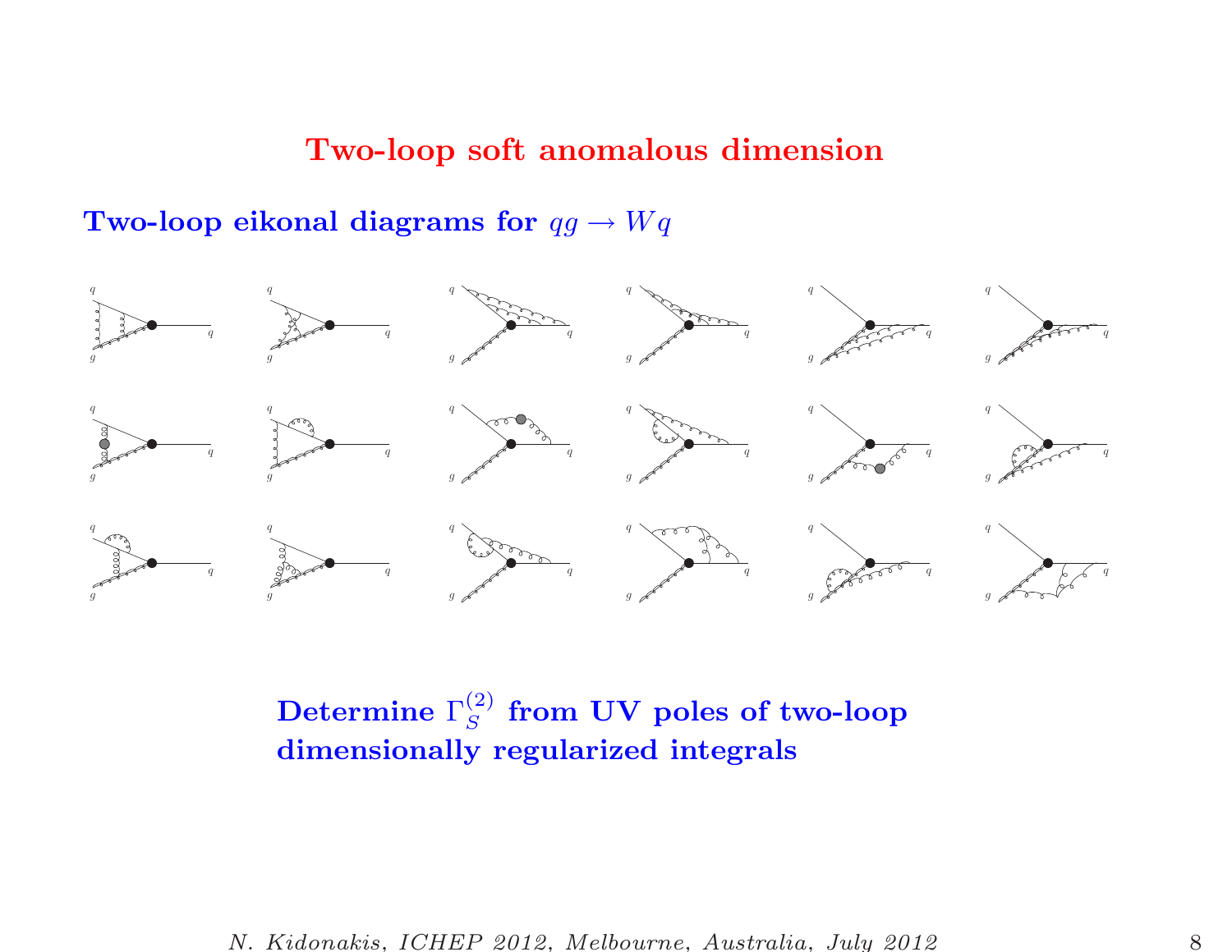# Two-loop soft anomalous dimension

**Two-loop eikonal diagrams for $qg \to Wq$**

**Determine $\Gamma_S^{(2)}$ from UV poles of two-loop dimensionally regularized integrals**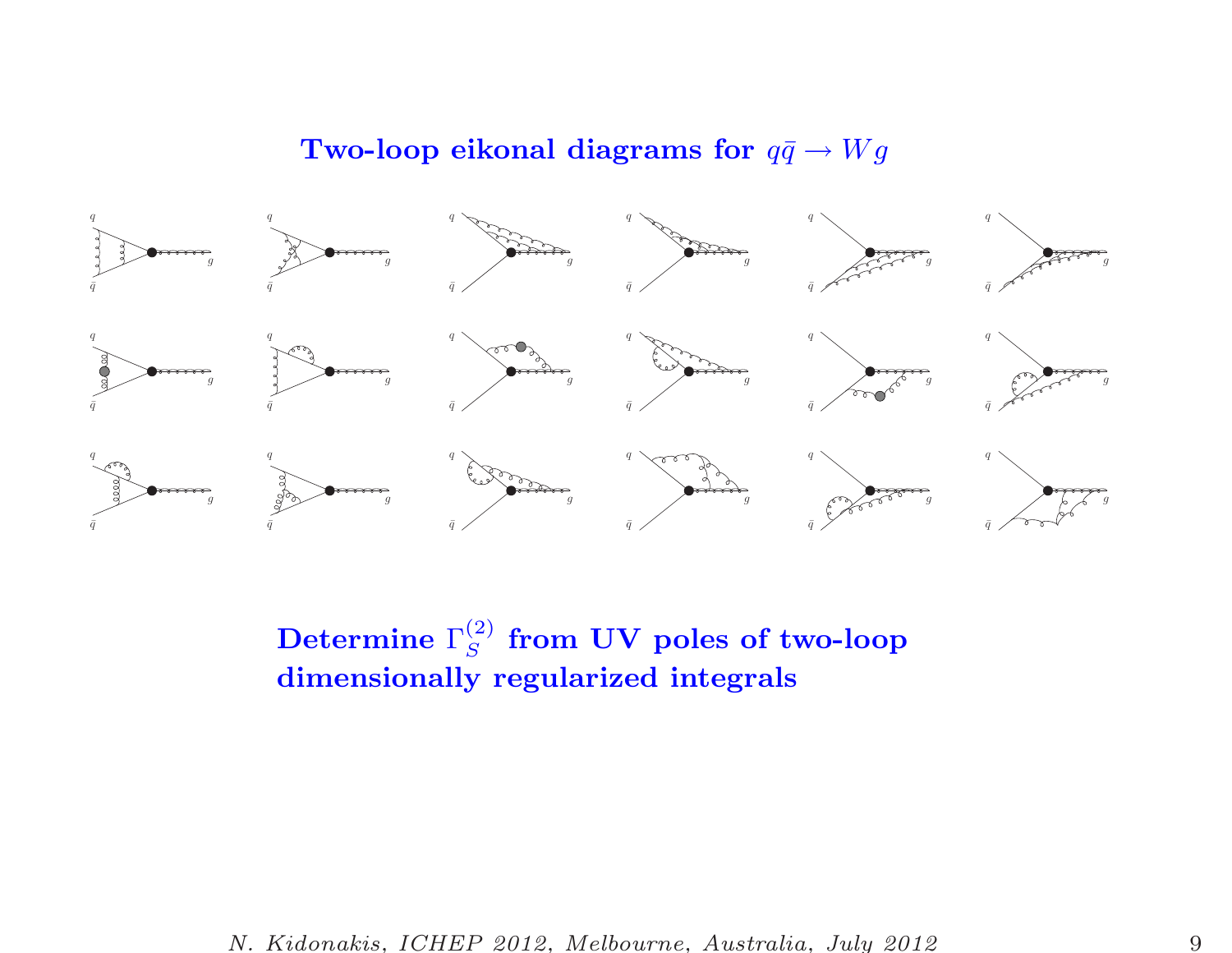## Two-loop eikonal diagrams for $q\bar{q} \to W g$

**Determine $\Gamma_S^{(2)}$ from UV poles of two-loop dimensionally regularized integrals**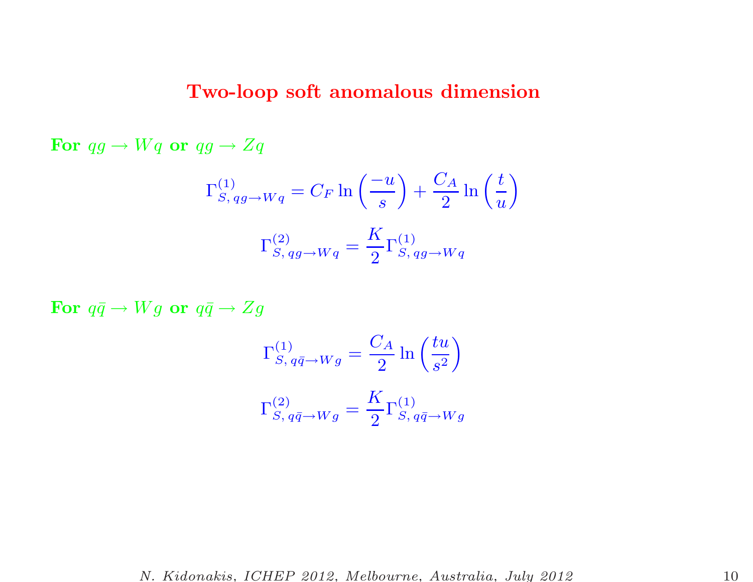## Two-loop soft anomalous dimension

**For $qg \to Wq$ or $qg \to Zq$**

$$\Gamma_{S,\,qg\to Wq}^{(1)} = C_F \ln\left(\frac{-u}{s}\right) + \frac{C_A}{2} \ln\left(\frac{t}{u}\right)$$

$$\Gamma_{S,\,qg\to Wq}^{(2)} = \frac{K}{2} \Gamma_{S,\,qg\to Wq}^{(1)}$$

**For $q\bar{q} \to Wg$ or $q\bar{q} \to Zg$**

$$\Gamma_{S,\,q\bar{q}\to Wg}^{(1)} = \frac{C_A}{2} \ln\left(\frac{tu}{s^2}\right)$$

$$\Gamma_{S,\,q\bar{q}\to Wg}^{(2)} = \frac{K}{2} \Gamma_{S,\,q\bar{q}\to Wg}^{(1)}$$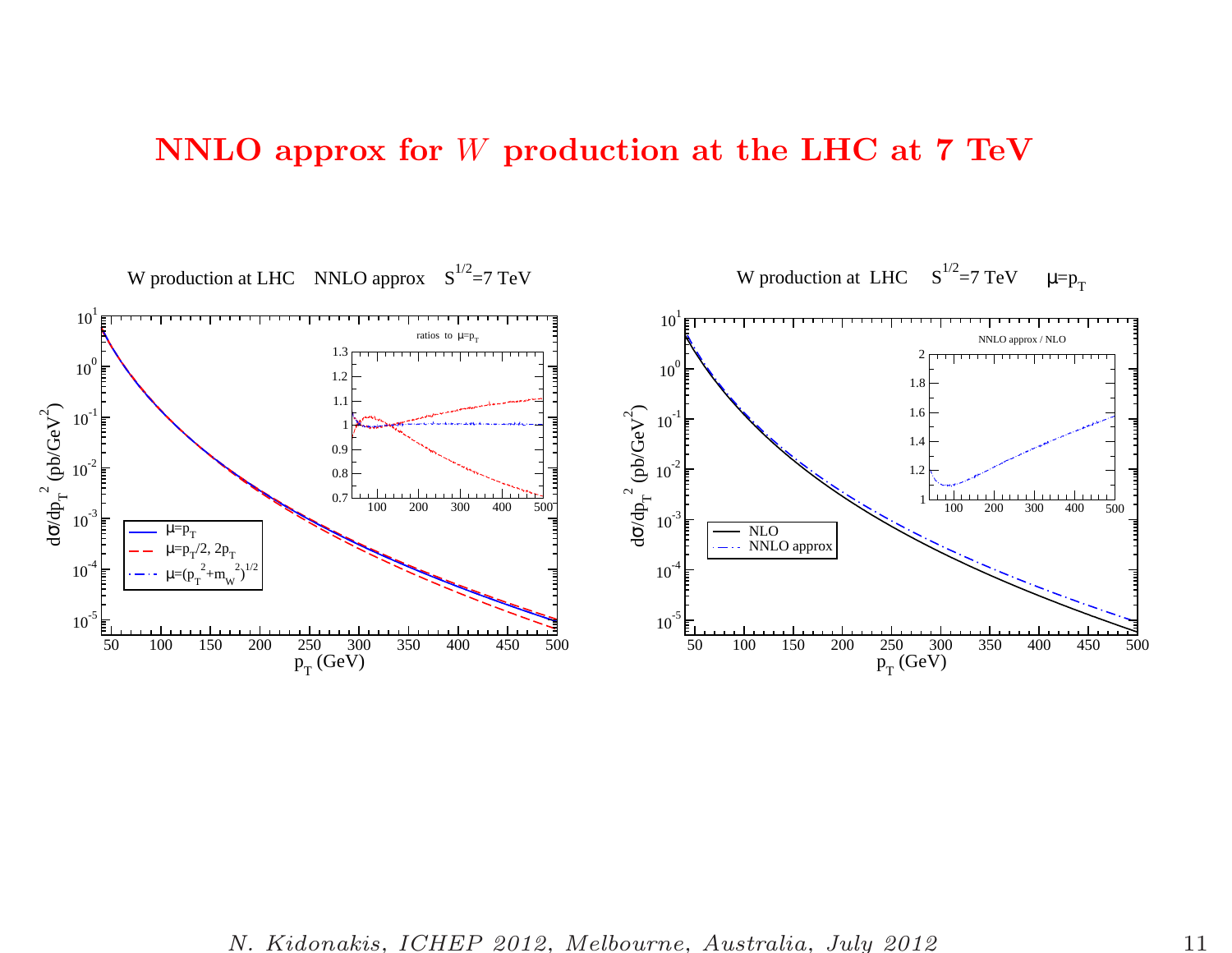# NNLO approx for $W$ production at the LHC at 7 TeV

W production at LHC NNLO approx $S^{1/2}$=7 TeV

ratios to $\mu=p_T$

1.3
1.2
1.1
1
0.9
0.8
0.7

100 200 300 400 500

$\mu=p_T$

$\mu=p_T/2,\ 2p_T$

$\mu=(p_T^2+m_W^2)^{1/2}$

$d\sigma/dp_T^2$ (pb/GeV$^2$)

$10^1$ $10^0$ $10^{-1}$ $10^{-2}$ $10^{-3}$ $10^{-4}$ $10^{-5}$

50 100 150 200 250 300 350 400 450 500

$p_T$ (GeV)

W production at LHC $S^{1/2}$=7 TeV $\mu=p_T$

NNLO approx / NLO

2
1.8
1.6
1.4
1.2
1

100 200 300 400 500

NLO

NNLO approx

$d\sigma/dp_T^2$ (pb/GeV$^2$)

$10^1$ $10^0$ $10^{-1}$ $10^{-2}$ $10^{-3}$ $10^{-4}$ $10^{-5}$

50 100 150 200 250 300 350 400 450 500

$p_T$ (GeV)

*N. Kidonakis, ICHEP 2012, Melbourne, Australia, July 2012*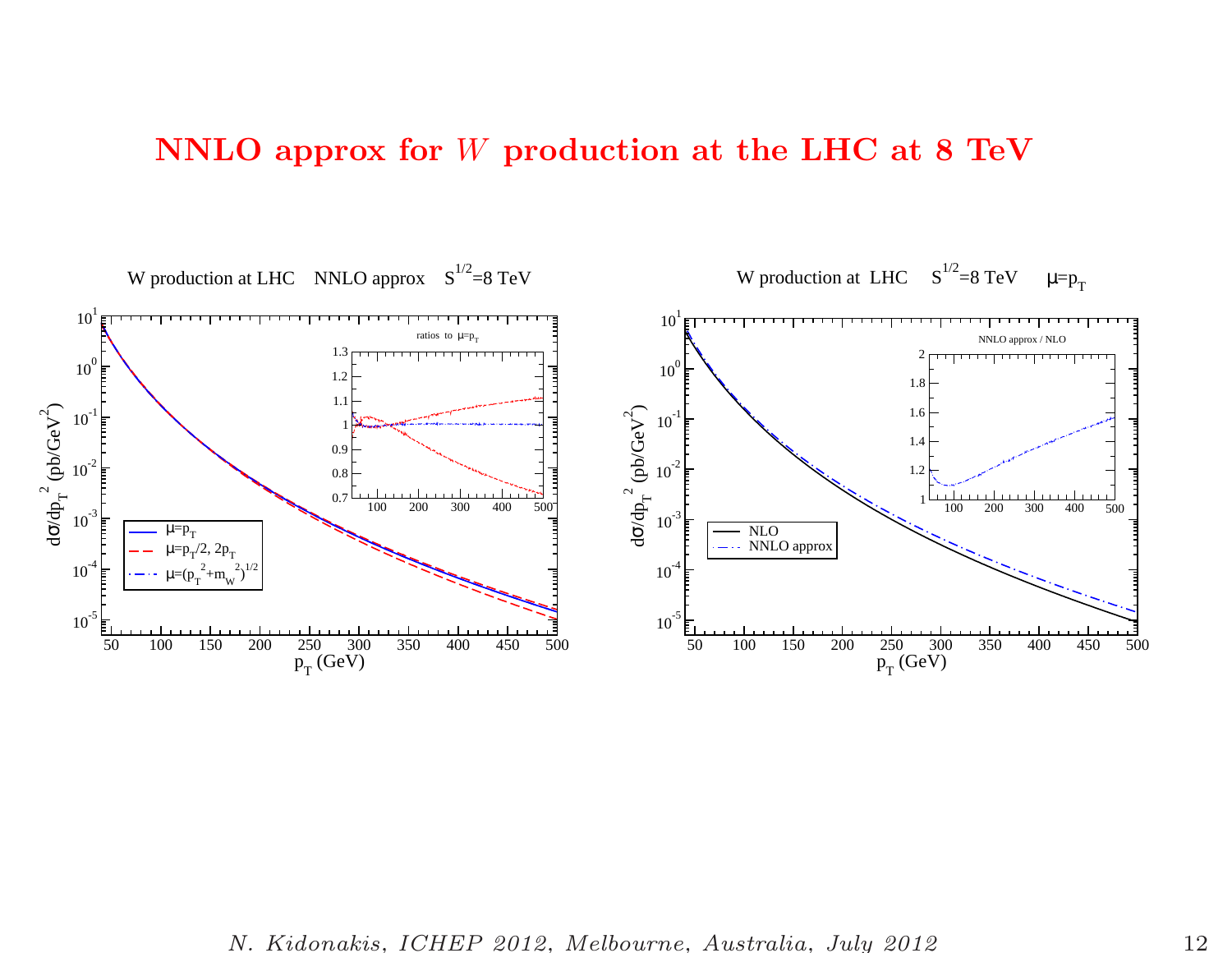# NNLO approx for $W$ production at the LHC at 8 TeV

W production at LHC    NNLO approx    $S^{1/2}$=8 TeV

ratios to $\mu=p_T$

$\mu=p_T$

$\mu=p_T/2,\ 2p_T$

$\mu=(p_T^2+m_W^2)^{1/2}$

$d\sigma/dp_T^2$ (pb/GeV$^2$)

$p_T$ (GeV)

W production at LHC    $S^{1/2}$=8 TeV    $\mu=p_T$

NNLO approx / NLO

NLO

NNLO approx

$d\sigma/dp_T^2$ (pb/GeV$^2$)

$p_T$ (GeV)

*N. Kidonakis, ICHEP 2012, Melbourne, Australia, July 2012*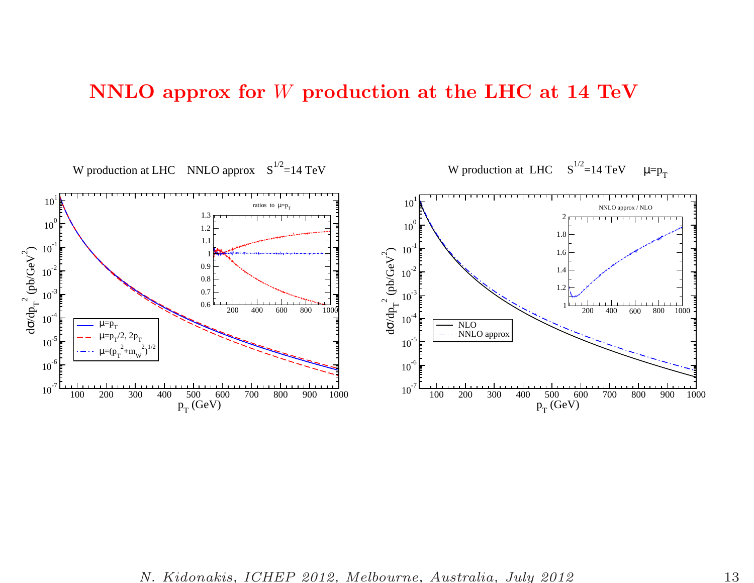# NNLO approx for $W$ production at the LHC at 14 TeV

W production at LHC NNLO approx $S^{1/2}$=14 TeV

W production at LHC $S^{1/2}$=14 TeV $\mu=p_T$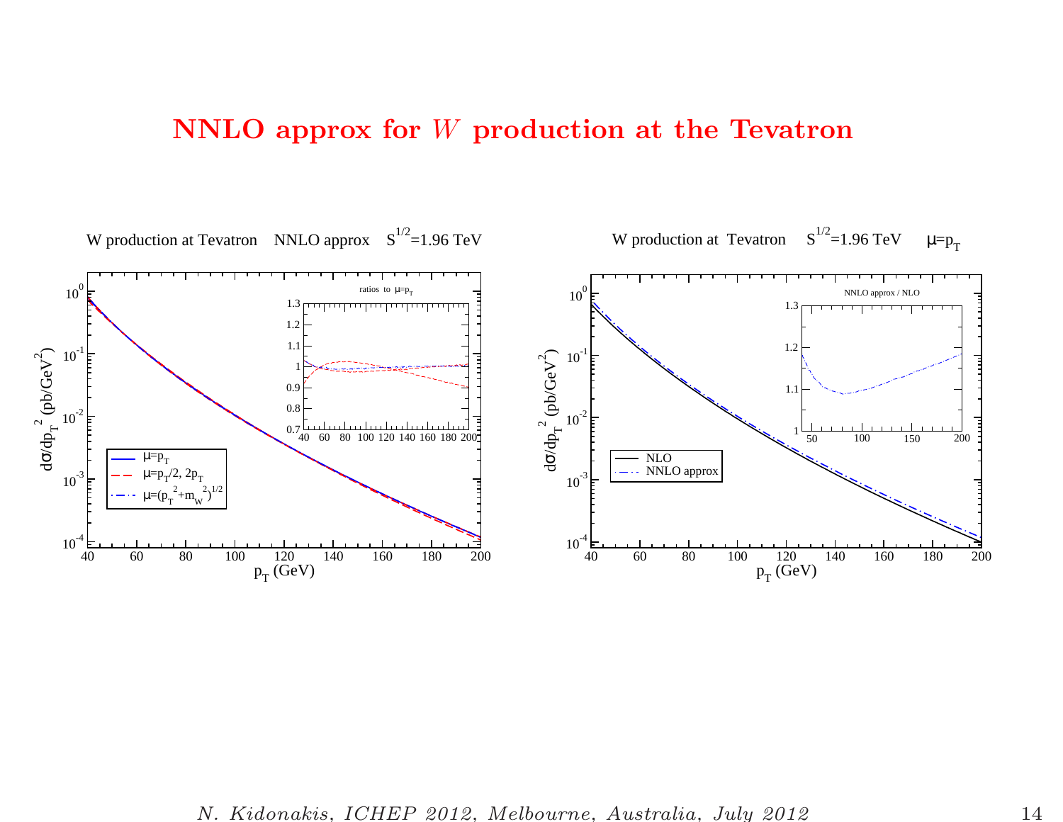# NNLO approx for $W$ production at the Tevatron

W production at Tevatron NNLO approx $S^{1/2}$=1.96 TeV

ratios to $\mu=p_T$

$\mu=p_T$

$\mu=p_T/2,\ 2p_T$

$\mu=(p_T^2+m_W^2)^{1/2}$

$d\sigma/dp_T^2$ (pb/GeV$^2$)

$p_T$ (GeV)

W production at Tevatron $S^{1/2}$=1.96 TeV $\mu=p_T$

NNLO approx / NLO

NLO

NNLO approx

$d\sigma/dp_T^2$ (pb/GeV$^2$)

$p_T$ (GeV)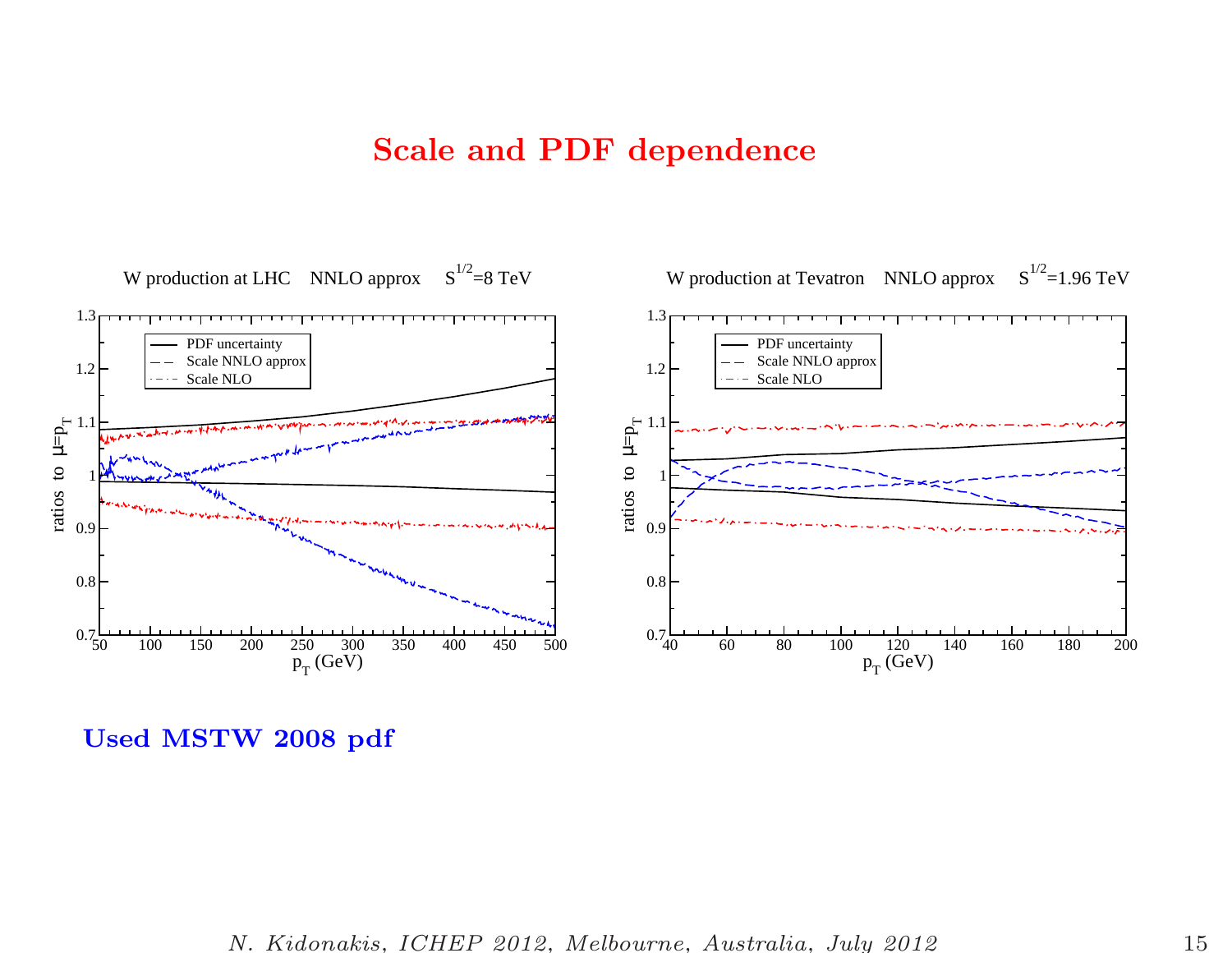# Scale and PDF dependence

W production at LHC NNLO approx $S^{1/2}$=8 TeV

PDF uncertainty
Scale NNLO approx
Scale NLO

ratios to $\mu=p_T$

1.3
1.2
1.1
1
0.9
0.8
0.7

50 100 150 200 250 300 350 400 450 500

$p_T$ (GeV)

W production at Tevatron NNLO approx $S^{1/2}$=1.96 TeV

PDF uncertainty
Scale NNLO approx
Scale NLO

ratios to $\mu=p_T$

1.3
1.2
1.1
1
0.9
0.8
0.7

40 60 80 100 120 140 160 180 200

$p_T$ (GeV)

**Used MSTW 2008 pdf**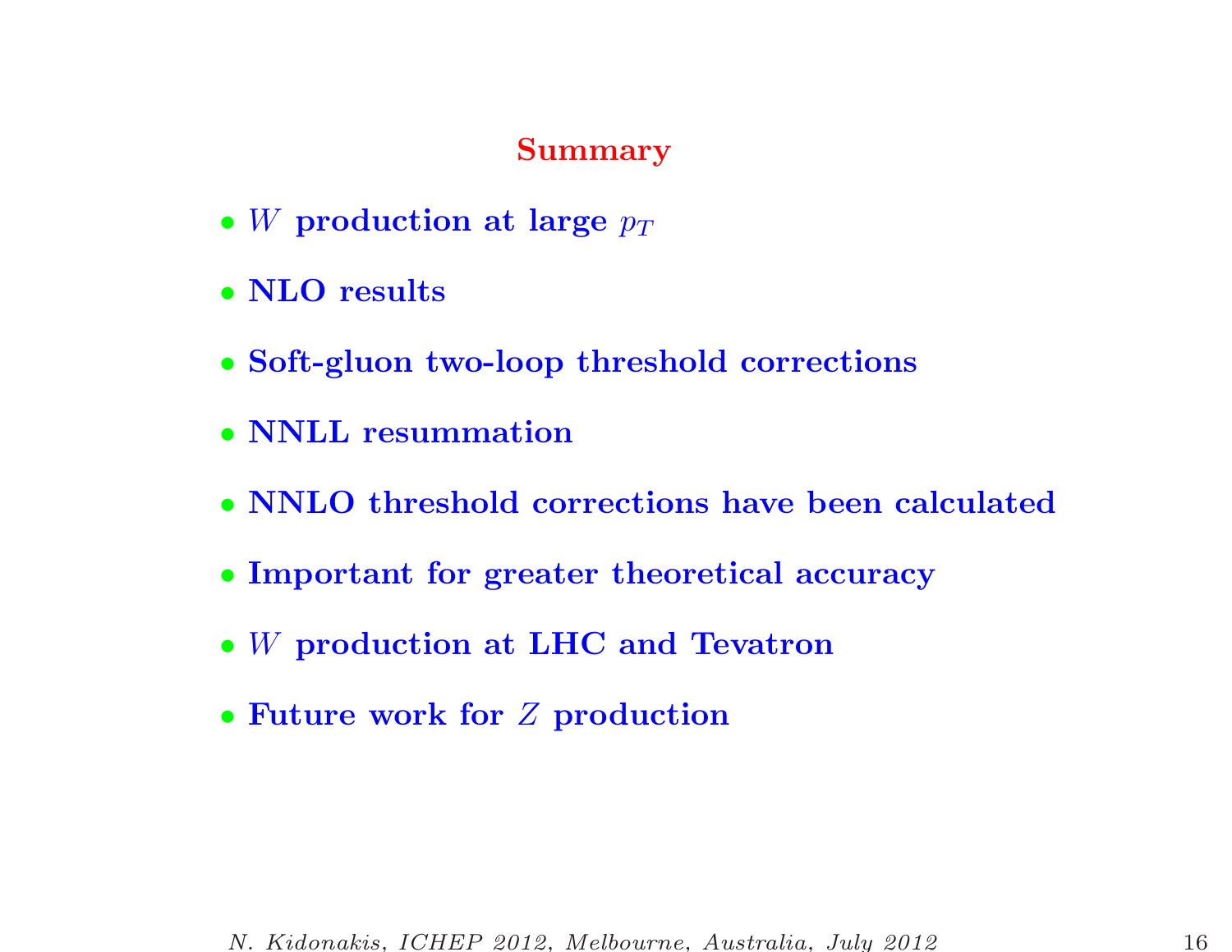## Summary

- $W$ production at large $p_T$
- NLO results
- Soft-gluon two-loop threshold corrections
- NNLL resummation
- NNLO threshold corrections have been calculated
- Important for greater theoretical accuracy
- $W$ production at LHC and Tevatron
- Future work for $Z$ production